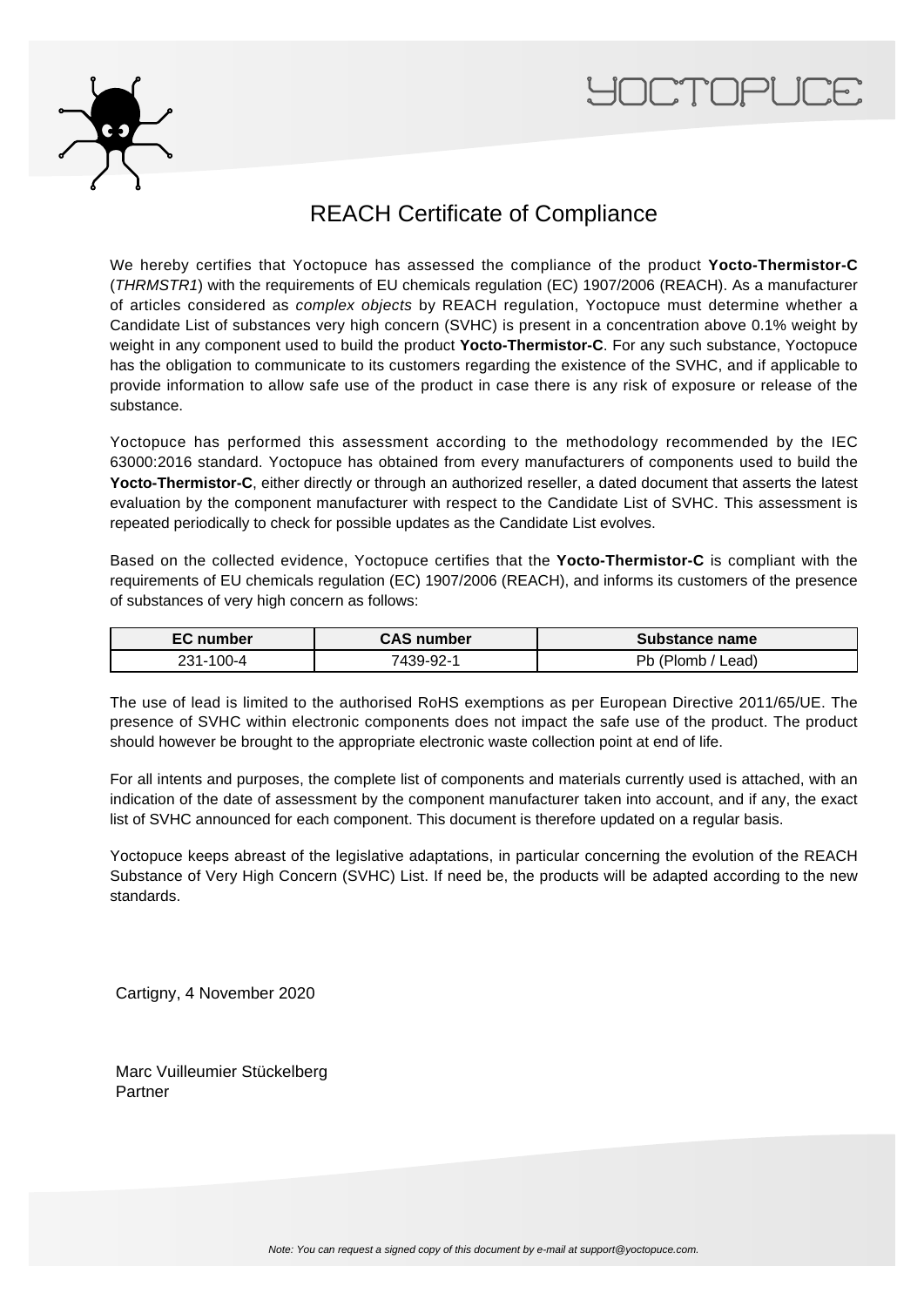YOCTOPUCE

# REACH Certificate of Compliance

We hereby certifies that Yoctopuce has assessed the compliance of the product **Yocto-Thermistor-C** (*THRMSTR1*) with the requirements of EU chemicals regulation (EC) 1907/2006 (REACH). As a manufacturer of articles considered as *complex objects* by REACH regulation, Yoctopuce must determine whether a Candidate List of substances very high concern (SVHC) is present in a concentration above 0.1% weight by weight in any component used to build the product **Yocto-Thermistor-C**. For any such substance, Yoctopuce has the obligation to communicate to its customers regarding the existence of the SVHC, and if applicable to provide information to allow safe use of the product in case there is any risk of exposure or release of the substance.

Yoctopuce has performed this assessment according to the methodology recommended by the IEC 63000:2016 standard. Yoctopuce has obtained from every manufacturers of components used to build the **Yocto-Thermistor-C**, either directly or through an authorized reseller, a dated document that asserts the latest evaluation by the component manufacturer with respect to the Candidate List of SVHC. This assessment is repeated periodically to check for possible updates as the Candidate List evolves.

Based on the collected evidence, Yoctopuce certifies that the **Yocto-Thermistor-C** is compliant with the requirements of EU chemicals regulation (EC) 1907/2006 (REACH), and informs its customers of the presence of substances of very high concern as follows:

| EC number | CAS number | Substance name |
|---|---|---|
| 231-100-4 | 7439-92-1 | Pb (Plomb / Lead) |

The use of lead is limited to the authorised RoHS exemptions as per European Directive 2011/65/UE. The presence of SVHC within electronic components does not impact the safe use of the product. The product should however be brought to the appropriate electronic waste collection point at end of life.

For all intents and purposes, the complete list of components and materials currently used is attached, with an indication of the date of assessment by the component manufacturer taken into account, and if any, the exact list of SVHC announced for each component. This document is therefore updated on a regular basis.

Yoctopuce keeps abreast of the legislative adaptations, in particular concerning the evolution of the REACH Substance of Very High Concern (SVHC) List. If need be, the products will be adapted according to the new standards.

Cartigny, 4 November 2020

Marc Vuilleumier Stückelberg
Partner

*Note: You can request a signed copy of this document by e-mail at support@yoctopuce.com.*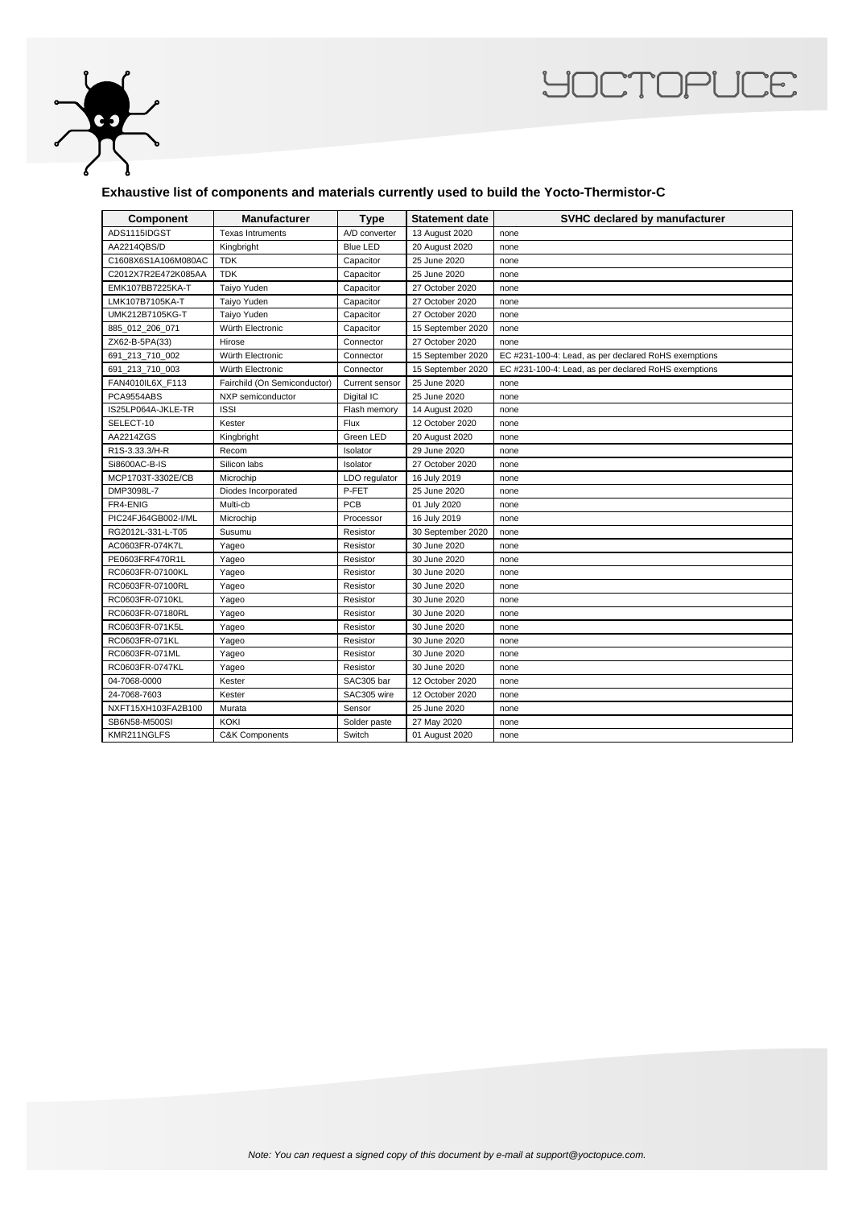## Exhaustive list of components and materials currently used to build the Yocto-Thermistor-C

| Component | Manufacturer | Type | Statement date | SVHC declared by manufacturer |
|---|---|---|---|---|
| ADS1115IDGST | Texas Intruments | A/D converter | 13 August 2020 | none |
| AA2214QBS/D | Kingbright | Blue LED | 20 August 2020 | none |
| C1608X6S1A106M080AC | TDK | Capacitor | 25 June 2020 | none |
| C2012X7R2E472K085AA | TDK | Capacitor | 25 June 2020 | none |
| EMK107BB7225KA-T | Taiyo Yuden | Capacitor | 27 October 2020 | none |
| LMK107B7105KA-T | Taiyo Yuden | Capacitor | 27 October 2020 | none |
| UMK212B7105KG-T | Taiyo Yuden | Capacitor | 27 October 2020 | none |
| 885_012_206_071 | Würth Electronic | Capacitor | 15 September 2020 | none |
| ZX62-B-5PA(33) | Hirose | Connector | 27 October 2020 | none |
| 691_213_710_002 | Würth Electronic | Connector | 15 September 2020 | EC #231-100-4: Lead, as per declared RoHS exemptions |
| 691_213_710_003 | Würth Electronic | Connector | 15 September 2020 | EC #231-100-4: Lead, as per declared RoHS exemptions |
| FAN4010IL6X_F113 | Fairchild (On Semiconductor) | Current sensor | 25 June 2020 | none |
| PCA9554ABS | NXP semiconductor | Digital IC | 25 June 2020 | none |
| IS25LP064A-JKLE-TR | ISSI | Flash memory | 14 August 2020 | none |
| SELECT-10 | Kester | Flux | 12 October 2020 | none |
| AA2214ZGS | Kingbright | Green LED | 20 August 2020 | none |
| R1S-3.33.3/H-R | Recom | Isolator | 29 June 2020 | none |
| Si8600AC-B-IS | Silicon labs | Isolator | 27 October 2020 | none |
| MCP1703T-3302E/CB | Microchip | LDO regulator | 16 July 2019 | none |
| DMP3098L-7 | Diodes Incorporated | P-FET | 25 June 2020 | none |
| FR4-ENIG | Multi-cb | PCB | 01 July 2020 | none |
| PIC24FJ64GB002-I/ML | Microchip | Processor | 16 July 2019 | none |
| RG2012L-331-L-T05 | Susumu | Resistor | 30 September 2020 | none |
| AC0603FR-074K7L | Yageo | Resistor | 30 June 2020 | none |
| PE0603FRF470R1L | Yageo | Resistor | 30 June 2020 | none |
| RC0603FR-07100KL | Yageo | Resistor | 30 June 2020 | none |
| RC0603FR-07100RL | Yageo | Resistor | 30 June 2020 | none |
| RC0603FR-0710KL | Yageo | Resistor | 30 June 2020 | none |
| RC0603FR-07180RL | Yageo | Resistor | 30 June 2020 | none |
| RC0603FR-071K5L | Yageo | Resistor | 30 June 2020 | none |
| RC0603FR-071KL | Yageo | Resistor | 30 June 2020 | none |
| RC0603FR-071ML | Yageo | Resistor | 30 June 2020 | none |
| RC0603FR-0747KL | Yageo | Resistor | 30 June 2020 | none |
| 04-7068-0000 | Kester | SAC305 bar | 12 October 2020 | none |
| 24-7068-7603 | Kester | SAC305 wire | 12 October 2020 | none |
| NXFT15XH103FA2B100 | Murata | Sensor | 25 June 2020 | none |
| SB6N58-M500SI | KOKI | Solder paste | 27 May 2020 | none |
| KMR211NGLFS | C&K Components | Switch | 01 August 2020 | none |

*Note: You can request a signed copy of this document by e-mail at support@yoctopuce.com.*